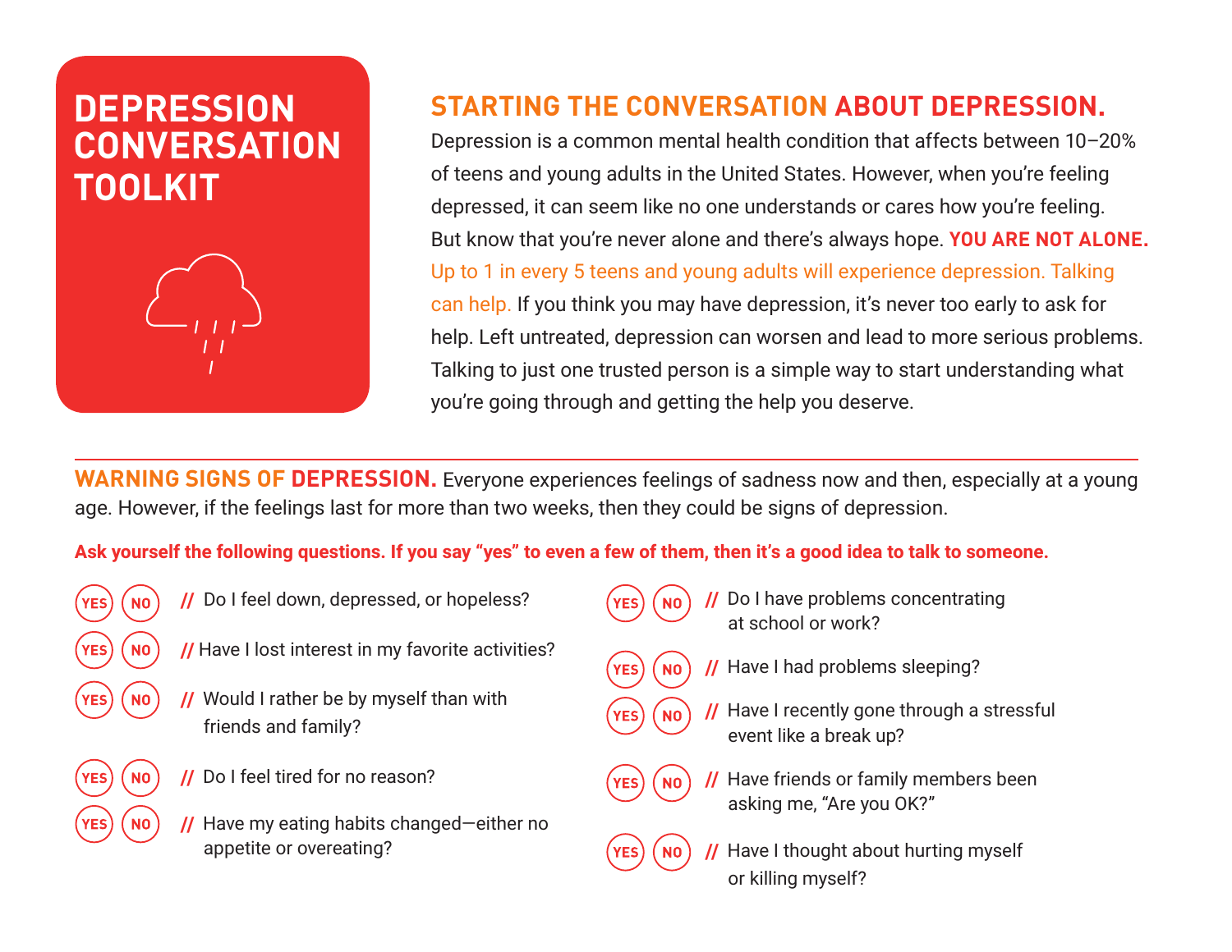# DEPRESSION CONVERSATION TOOLKIT

## STARTING THE CONVERSATION ABOUT DEPRESSION.

Depression is a common mental health condition that affects between 10–20% of teens and young adults in the United States. However, when you're feeling depressed, it can seem like no one understands or cares how you're feeling. But know that you're never alone and there's always hope. **YOU ARE NOT ALONE.** Up to 1 in every 5 teens and young adults will experience depression. Talking can help. If you think you may have depression, it's never too early to ask for help. Left untreated, depression can worsen and lead to more serious problems. Talking to just one trusted person is a simple way to start understanding what you're going through and getting the help you deserve.

---

**WARNING SIGNS OF DEPRESSION.** Everyone experiences feelings of sadness now and then, especially at a young age. However, if the feelings last for more than two weeks, then they could be signs of depression.

**Ask yourself the following questions. If you say "yes" to even a few of them, then it's a good idea to talk to someone.**

- YES NO // Do I feel down, depressed, or hopeless?
- YES NO // Have I lost interest in my favorite activities?
- YES NO // Would I rather be by myself than with friends and family?
- YES NO // Do I feel tired for no reason?
- YES NO // Have my eating habits changed—either no appetite or overeating?
- YES NO // Do I have problems concentrating at school or work?
- YES NO // Have I had problems sleeping?
- YES NO // Have I recently gone through a stressful event like a break up?
- YES NO // Have friends or family members been asking me, "Are you OK?"
- YES NO // Have I thought about hurting myself or killing myself?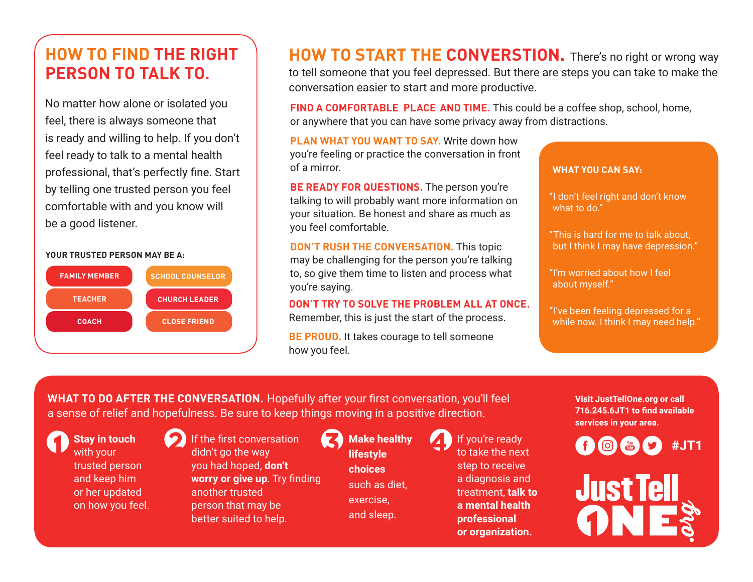## HOW TO FIND THE RIGHT PERSON TO TALK TO.

No matter how alone or isolated you feel, there is always someone that is ready and willing to help. If you don't feel ready to talk to a mental health professional, that's perfectly fine. Start by telling one trusted person you feel comfortable with and you know will be a good listener.

**YOUR TRUSTED PERSON MAY BE A:**

- FAMILY MEMBER
- SCHOOL COUNSELOR
- TEACHER
- CHURCH LEADER
- COACH
- CLOSE FRIEND

## HOW TO START THE CONVERSTION.

There's no right or wrong way to tell someone that you feel depressed. But there are steps you can take to make the conversation easier to start and more productive.

**FIND A COMFORTABLE PLACE AND TIME.** This could be a coffee shop, school, home, or anywhere that you can have some privacy away from distractions.

**PLAN WHAT YOU WANT TO SAY.** Write down how you're feeling or practice the conversation in front of a mirror.

**BE READY FOR QUESTIONS.** The person you're talking to will probably want more information on your situation. Be honest and share as much as you feel comfortable.

**DON'T RUSH THE CONVERSATION.** This topic may be challenging for the person you're talking to, so give them time to listen and process what you're saying.

**DON'T TRY TO SOLVE THE PROBLEM ALL AT ONCE.** Remember, this is just the start of the process.

**BE PROUD.** It takes courage to tell someone how you feel.

**WHAT YOU CAN SAY:**

"I don't feel right and don't know what to do."

"This is hard for me to talk about, but I think I may have depression."

"I'm worried about how I feel about myself."

"I've been feeling depressed for a while now. I think I may need help."

## WHAT TO DO AFTER THE CONVERSATION.

Hopefully after your first conversation, you'll feel a sense of relief and hopefulness. Be sure to keep things moving in a positive direction.

1. **Stay in touch** with your trusted person and keep him or her updated on how you feel.
2. If the first conversation didn't go the way you had hoped, **don't worry or give up**. Try finding another trusted person that may be better suited to help.
3. **Make healthy lifestyle choices** such as diet, exercise, and sleep.
4. If you're ready to take the next step to receive a diagnosis and treatment, **talk to a mental health professional or organization.**

**Visit JustTellOne.org or call 716.245.6JT1 to find available services in your area.**

#JT1

Just Tell ONE.org